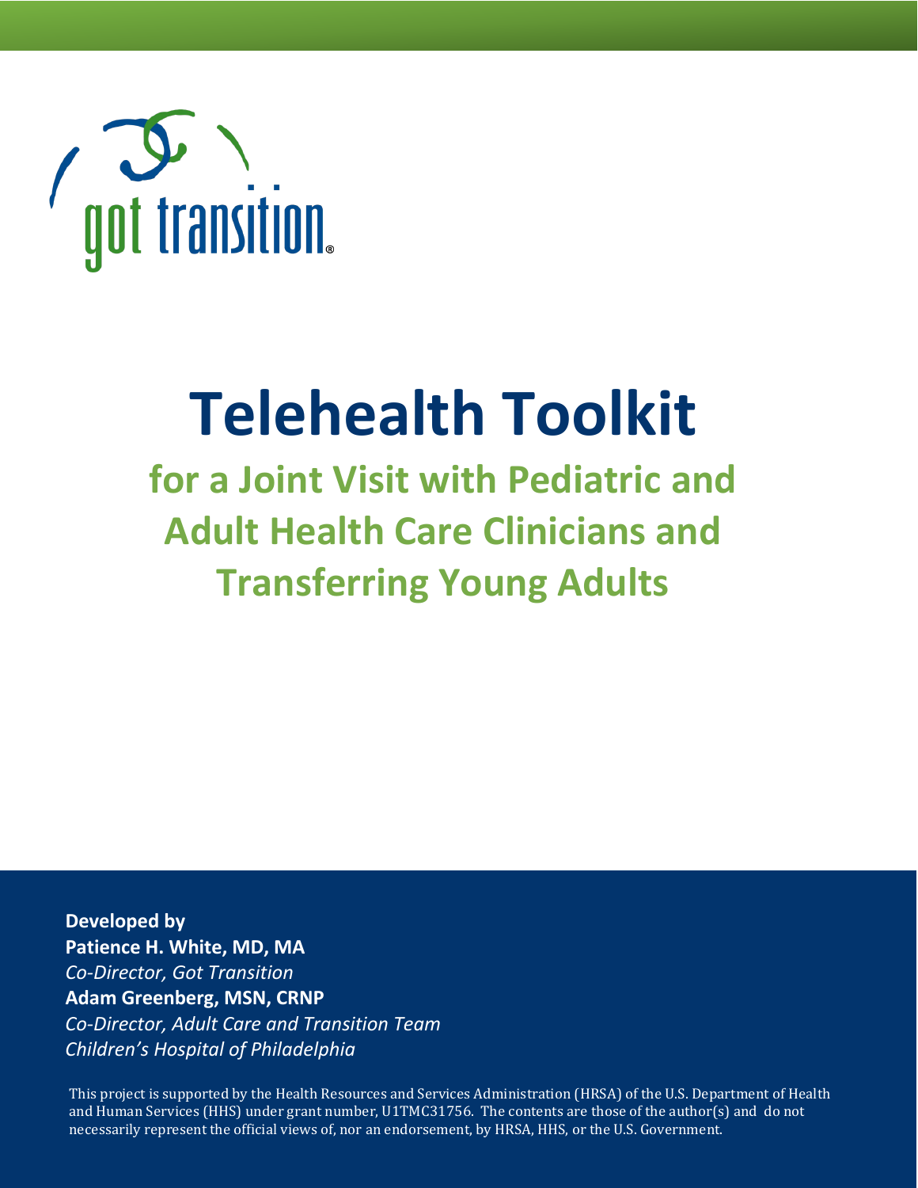got transition®

# Telehealth Toolkit

## for a Joint Visit with Pediatric and Adult Health Care Clinicians and Transferring Young Adults

**Developed by**
**Patience H. White, MD, MA**
*Co-Director, Got Transition*
**Adam Greenberg, MSN, CRNP**
*Co-Director, Adult Care and Transition Team*
*Children's Hospital of Philadelphia*

This project is supported by the Health Resources and Services Administration (HRSA) of the U.S. Department of Health and Human Services (HHS) under grant number, U1TMC31756. The contents are those of the author(s) and do not necessarily represent the official views of, nor an endorsement, by HRSA, HHS, or the U.S. Government.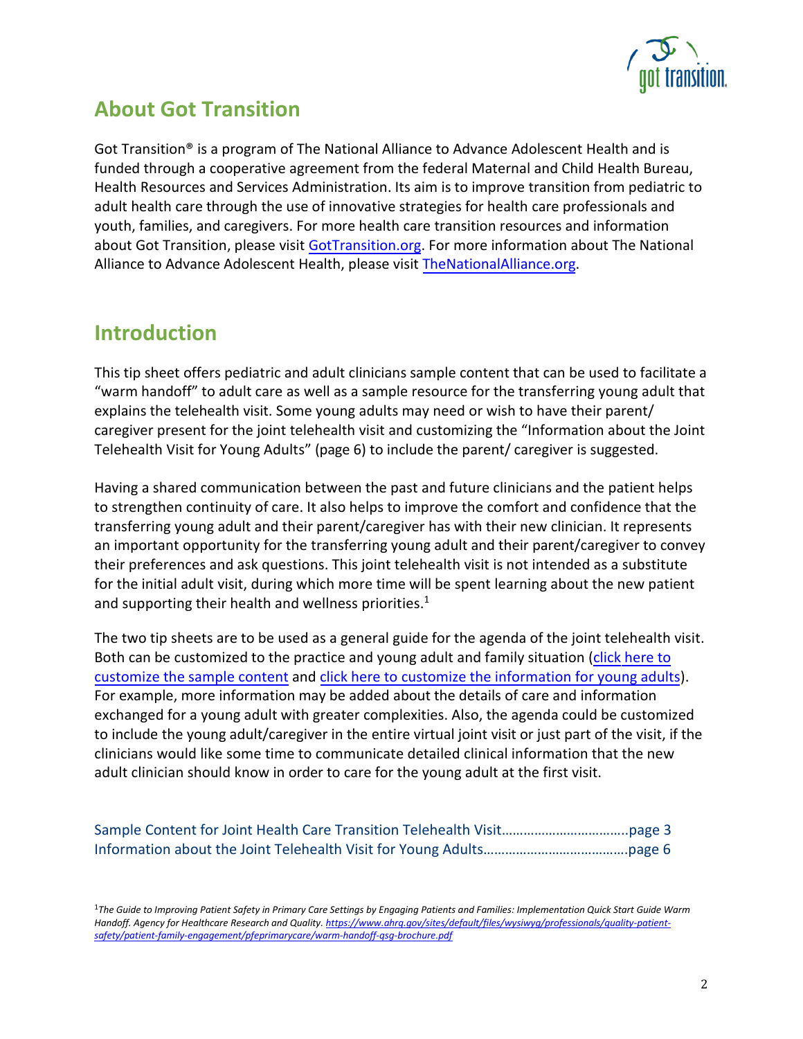## About Got Transition

Got Transition® is a program of The National Alliance to Advance Adolescent Health and is funded through a cooperative agreement from the federal Maternal and Child Health Bureau, Health Resources and Services Administration. Its aim is to improve transition from pediatric to adult health care through the use of innovative strategies for health care professionals and youth, families, and caregivers. For more health care transition resources and information about Got Transition, please visit GotTransition.org. For more information about The National Alliance to Advance Adolescent Health, please visit TheNationalAlliance.org.

## Introduction

This tip sheet offers pediatric and adult clinicians sample content that can be used to facilitate a "warm handoff" to adult care as well as a sample resource for the transferring young adult that explains the telehealth visit. Some young adults may need or wish to have their parent/ caregiver present for the joint telehealth visit and customizing the "Information about the Joint Telehealth Visit for Young Adults" (page 6) to include the parent/ caregiver is suggested.

Having a shared communication between the past and future clinicians and the patient helps to strengthen continuity of care. It also helps to improve the comfort and confidence that the transferring young adult and their parent/caregiver has with their new clinician. It represents an important opportunity for the transferring young adult and their parent/caregiver to convey their preferences and ask questions. This joint telehealth visit is not intended as a substitute for the initial adult visit, during which more time will be spent learning about the new patient and supporting their health and wellness priorities.[1]

The two tip sheets are to be used as a general guide for the agenda of the joint telehealth visit. Both can be customized to the practice and young adult and family situation (click here to customize the sample content and click here to customize the information for young adults). For example, more information may be added about the details of care and information exchanged for a young adult with greater complexities. Also, the agenda could be customized to include the young adult/caregiver in the entire virtual joint visit or just part of the visit, if the clinicians would like some time to communicate detailed clinical information that the new adult clinician should know in order to care for the young adult at the first visit.

Sample Content for Joint Health Care Transition Telehealth Visit……………………………page 3
Information about the Joint Telehealth Visit for Young Adults…………………………………page 6

[1] *The Guide to Improving Patient Safety in Primary Care Settings by Engaging Patients and Families: Implementation Quick Start Guide Warm Handoff. Agency for Healthcare Research and Quality. https://www.ahrq.gov/sites/default/files/wysiwyg/professionals/quality-patient-safety/patient-family-engagement/pfeprimarycare/warm-handoff-qsg-brochure.pdf*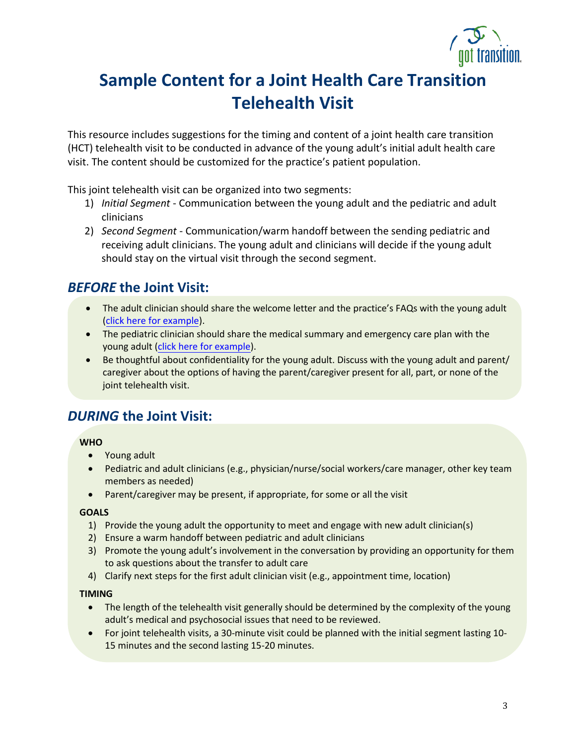# Sample Content for a Joint Health Care Transition Telehealth Visit

This resource includes suggestions for the timing and content of a joint health care transition (HCT) telehealth visit to be conducted in advance of the young adult's initial adult health care visit. The content should be customized for the practice's patient population.

This joint telehealth visit can be organized into two segments:

1) *Initial Segment* - Communication between the young adult and the pediatric and adult clinicians
2) *Second Segment* - Communication/warm handoff between the sending pediatric and receiving adult clinicians. The young adult and clinicians will decide if the young adult should stay on the virtual visit through the second segment.

## *BEFORE* the Joint Visit:

- The adult clinician should share the welcome letter and the practice's FAQs with the young adult (click here for example).
- The pediatric clinician should share the medical summary and emergency care plan with the young adult (click here for example).
- Be thoughtful about confidentiality for the young adult. Discuss with the young adult and parent/caregiver about the options of having the parent/caregiver present for all, part, or none of the joint telehealth visit.

## *DURING* the Joint Visit:

**WHO**

- Young adult
- Pediatric and adult clinicians (e.g., physician/nurse/social workers/care manager, other key team members as needed)
- Parent/caregiver may be present, if appropriate, for some or all the visit

**GOALS**

1) Provide the young adult the opportunity to meet and engage with new adult clinician(s)
2) Ensure a warm handoff between pediatric and adult clinicians
3) Promote the young adult's involvement in the conversation by providing an opportunity for them to ask questions about the transfer to adult care
4) Clarify next steps for the first adult clinician visit (e.g., appointment time, location)

**TIMING**

- The length of the telehealth visit generally should be determined by the complexity of the young adult's medical and psychosocial issues that need to be reviewed.
- For joint telehealth visits, a 30-minute visit could be planned with the initial segment lasting 10-15 minutes and the second lasting 15-20 minutes.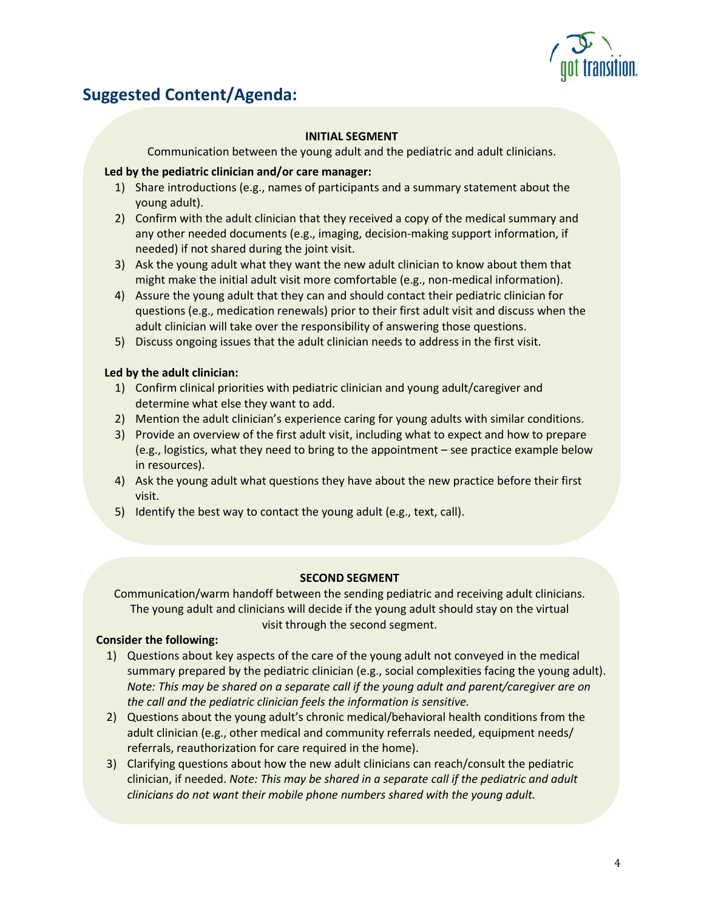## Suggested Content/Agenda:

**INITIAL SEGMENT**

Communication between the young adult and the pediatric and adult clinicians.

**Led by the pediatric clinician and/or care manager:**

1) Share introductions (e.g., names of participants and a summary statement about the young adult).
2) Confirm with the adult clinician that they received a copy of the medical summary and any other needed documents (e.g., imaging, decision-making support information, if needed) if not shared during the joint visit.
3) Ask the young adult what they want the new adult clinician to know about them that might make the initial adult visit more comfortable (e.g., non-medical information).
4) Assure the young adult that they can and should contact their pediatric clinician for questions (e.g., medication renewals) prior to their first adult visit and discuss when the adult clinician will take over the responsibility of answering those questions.
5) Discuss ongoing issues that the adult clinician needs to address in the first visit.

**Led by the adult clinician:**

1) Confirm clinical priorities with pediatric clinician and young adult/caregiver and determine what else they want to add.
2) Mention the adult clinician's experience caring for young adults with similar conditions.
3) Provide an overview of the first adult visit, including what to expect and how to prepare (e.g., logistics, what they need to bring to the appointment – see practice example below in resources).
4) Ask the young adult what questions they have about the new practice before their first visit.
5) Identify the best way to contact the young adult (e.g., text, call).

**SECOND SEGMENT**

Communication/warm handoff between the sending pediatric and receiving adult clinicians. The young adult and clinicians will decide if the young adult should stay on the virtual visit through the second segment.

**Consider the following:**

1) Questions about key aspects of the care of the young adult not conveyed in the medical summary prepared by the pediatric clinician (e.g., social complexities facing the young adult). *Note: This may be shared on a separate call if the young adult and parent/caregiver are on the call and the pediatric clinician feels the information is sensitive.*
2) Questions about the young adult's chronic medical/behavioral health conditions from the adult clinician (e.g., other medical and community referrals needed, equipment needs/ referrals, reauthorization for care required in the home).
3) Clarifying questions about how the new adult clinicians can reach/consult the pediatric clinician, if needed. *Note: This may be shared in a separate call if the pediatric and adult clinicians do not want their mobile phone numbers shared with the young adult.*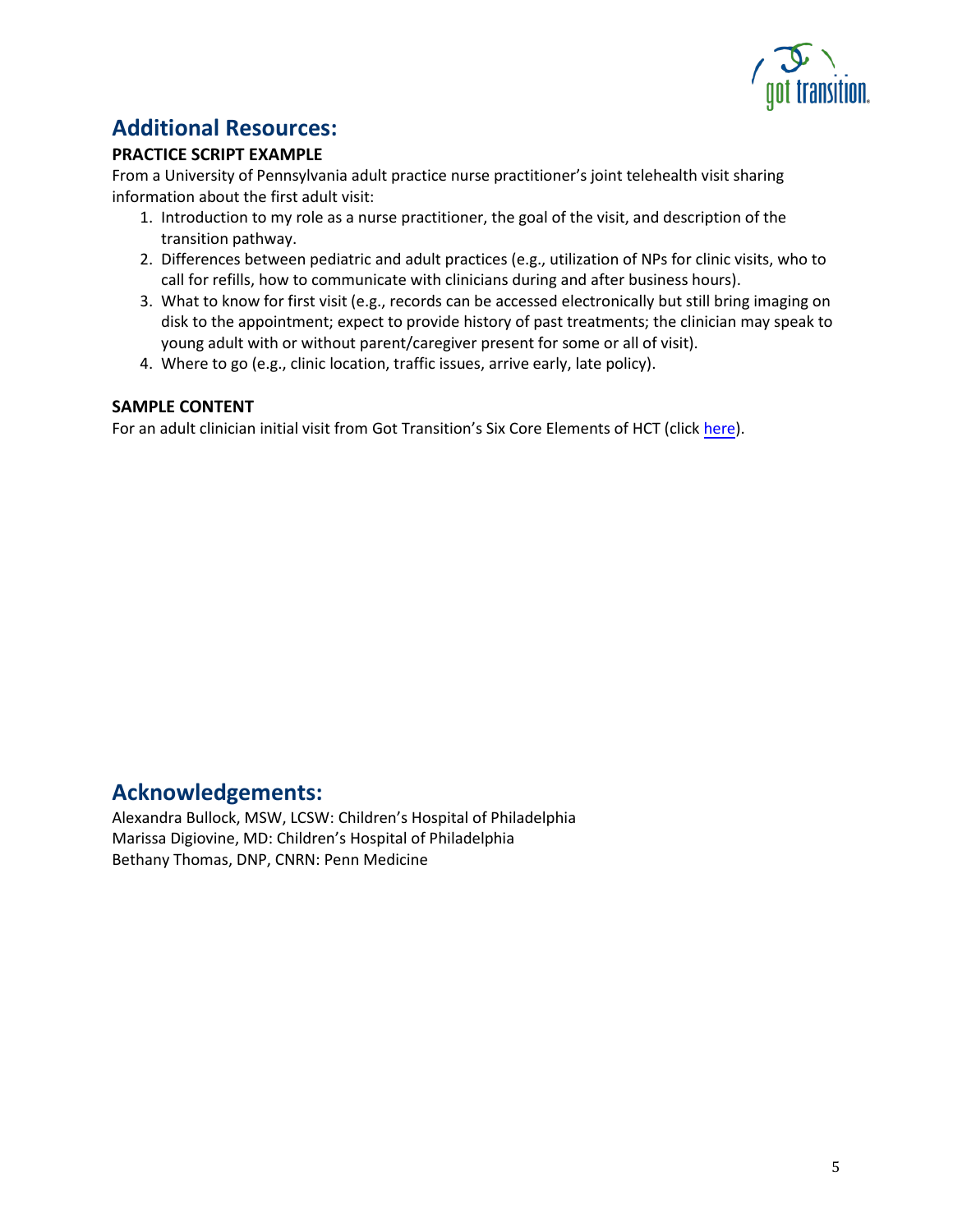## Additional Resources:

**PRACTICE SCRIPT EXAMPLE**

From a University of Pennsylvania adult practice nurse practitioner's joint telehealth visit sharing information about the first adult visit:

1. Introduction to my role as a nurse practitioner, the goal of the visit, and description of the transition pathway.
2. Differences between pediatric and adult practices (e.g., utilization of NPs for clinic visits, who to call for refills, how to communicate with clinicians during and after business hours).
3. What to know for first visit (e.g., records can be accessed electronically but still bring imaging on disk to the appointment; expect to provide history of past treatments; the clinician may speak to young adult with or without parent/caregiver present for some or all of visit).
4. Where to go (e.g., clinic location, traffic issues, arrive early, late policy).

**SAMPLE CONTENT**

For an adult clinician initial visit from Got Transition's Six Core Elements of HCT (click here).

## Acknowledgements:

Alexandra Bullock, MSW, LCSW: Children's Hospital of Philadelphia
Marissa Digiovine, MD: Children's Hospital of Philadelphia
Bethany Thomas, DNP, CNRN: Penn Medicine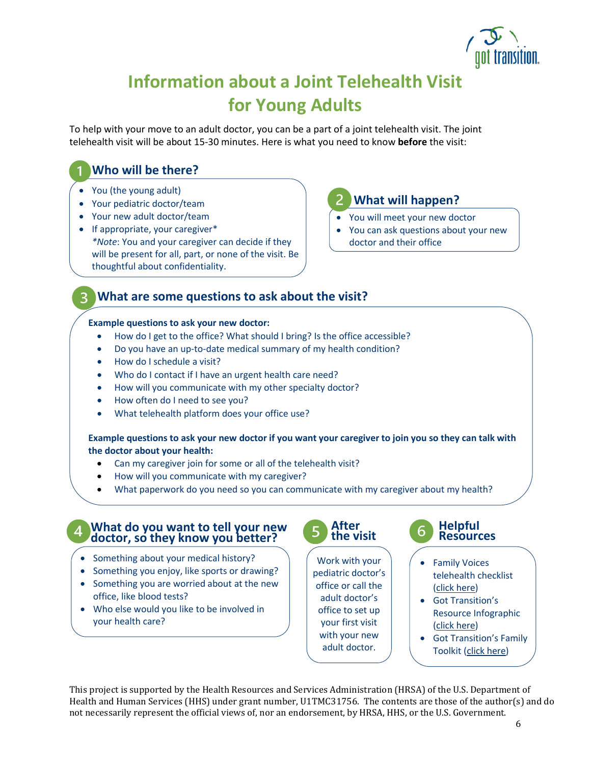# Information about a Joint Telehealth Visit for Young Adults

To help with your move to an adult doctor, you can be a part of a joint telehealth visit. The joint telehealth visit will be about 15-30 minutes. Here is what you need to know **before** the visit:

## 1 Who will be there?

- You (the young adult)
- Your pediatric doctor/team
- Your new adult doctor/team
- If appropriate, your caregiver*
  *\*Note*: You and your caregiver can decide if they will be present for all, part, or none of the visit. Be thoughtful about confidentiality.*

## 2 What will happen?

- You will meet your new doctor
- You can ask questions about your new doctor and their office

## 3 What are some questions to ask about the visit?

**Example questions to ask your new doctor:**

- How do I get to the office? What should I bring? Is the office accessible?
- Do you have an up-to-date medical summary of my health condition?
- How do I schedule a visit?
- Who do I contact if I have an urgent health care need?
- How will you communicate with my other specialty doctor?
- How often do I need to see you?
- What telehealth platform does your office use?

**Example questions to ask your new doctor if you want your caregiver to join you so they can talk with the doctor about your health:**

- Can my caregiver join for some or all of the telehealth visit?
- How will you communicate with my caregiver?
- What paperwork do you need so you can communicate with my caregiver about my health?

## 4 What do you want to tell your new doctor, so they know you better?

- Something about your medical history?
- Something you enjoy, like sports or drawing?
- Something you are worried about at the new office, like blood tests?
- Who else would you like to be involved in your health care?

## 5 After the visit

Work with your pediatric doctor's office or call the adult doctor's office to set up your first visit with your new adult doctor.

## 6 Helpful Resources

- Family Voices telehealth checklist (click here)
- Got Transition's Resource Infographic (click here)
- Got Transition's Family Toolkit (click here)

This project is supported by the Health Resources and Services Administration (HRSA) of the U.S. Department of Health and Human Services (HHS) under grant number, U1TMC31756. The contents are those of the author(s) and do not necessarily represent the official views of, nor an endorsement, by HRSA, HHS, or the U.S. Government.